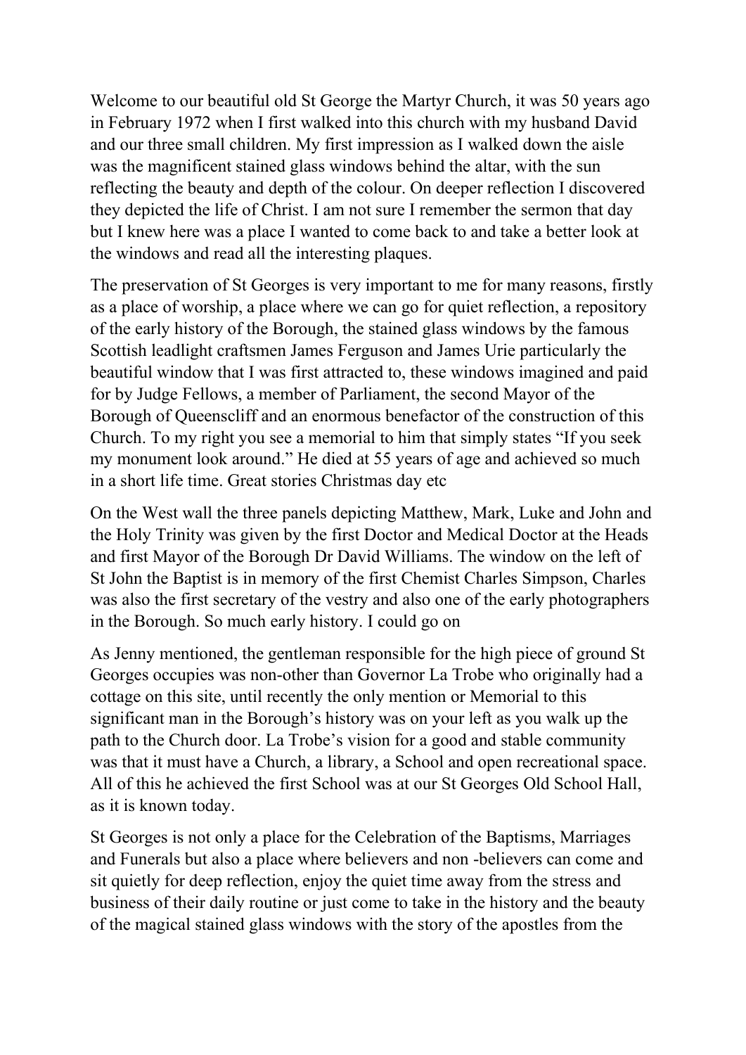Welcome to our beautiful old St George the Martyr Church, it was 50 years ago in February 1972 when I first walked into this church with my husband David and our three small children. My first impression as I walked down the aisle was the magnificent stained glass windows behind the altar, with the sun reflecting the beauty and depth of the colour. On deeper reflection I discovered they depicted the life of Christ. I am not sure I remember the sermon that day but I knew here was a place I wanted to come back to and take a better look at the windows and read all the interesting plaques.

The preservation of St Georges is very important to me for many reasons, firstly as a place of worship, a place where we can go for quiet reflection, a repository of the early history of the Borough, the stained glass windows by the famous Scottish leadlight craftsmen James Ferguson and James Urie particularly the beautiful window that I was first attracted to, these windows imagined and paid for by Judge Fellows, a member of Parliament, the second Mayor of the Borough of Queenscliff and an enormous benefactor of the construction of this Church. To my right you see a memorial to him that simply states "If you seek my monument look around." He died at 55 years of age and achieved so much in a short life time. Great stories Christmas day etc

On the West wall the three panels depicting Matthew, Mark, Luke and John and the Holy Trinity was given by the first Doctor and Medical Doctor at the Heads and first Mayor of the Borough Dr David Williams. The window on the left of St John the Baptist is in memory of the first Chemist Charles Simpson, Charles was also the first secretary of the vestry and also one of the early photographers in the Borough. So much early history. I could go on

As Jenny mentioned, the gentleman responsible for the high piece of ground St Georges occupies was non-other than Governor La Trobe who originally had a cottage on this site, until recently the only mention or Memorial to this significant man in the Borough's history was on your left as you walk up the path to the Church door. La Trobe's vision for a good and stable community was that it must have a Church, a library, a School and open recreational space. All of this he achieved the first School was at our St Georges Old School Hall, as it is known today.

St Georges is not only a place for the Celebration of the Baptisms, Marriages and Funerals but also a place where believers and non -believers can come and sit quietly for deep reflection, enjoy the quiet time away from the stress and business of their daily routine or just come to take in the history and the beauty of the magical stained glass windows with the story of the apostles from the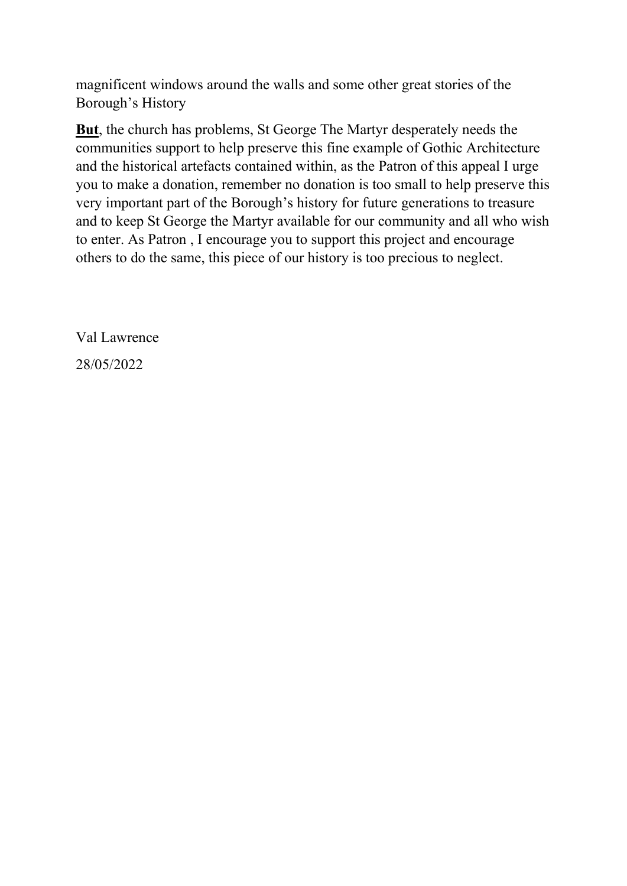magnificent windows around the walls and some other great stories of the Borough's History

**<u>But</u>**, the church has problems, St George The Martyr desperately needs the communities support to help preserve this fine example of Gothic Architecture and the historical artefacts contained within, as the Patron of this appeal I urge you to make a donation, remember no donation is too small to help preserve this very important part of the Borough's history for future generations to treasure and to keep St George the Martyr available for our community and all who wish to enter. As Patron , I encourage you to support this project and encourage others to do the same, this piece of our history is too precious to neglect.

Val Lawrence

28/05/2022